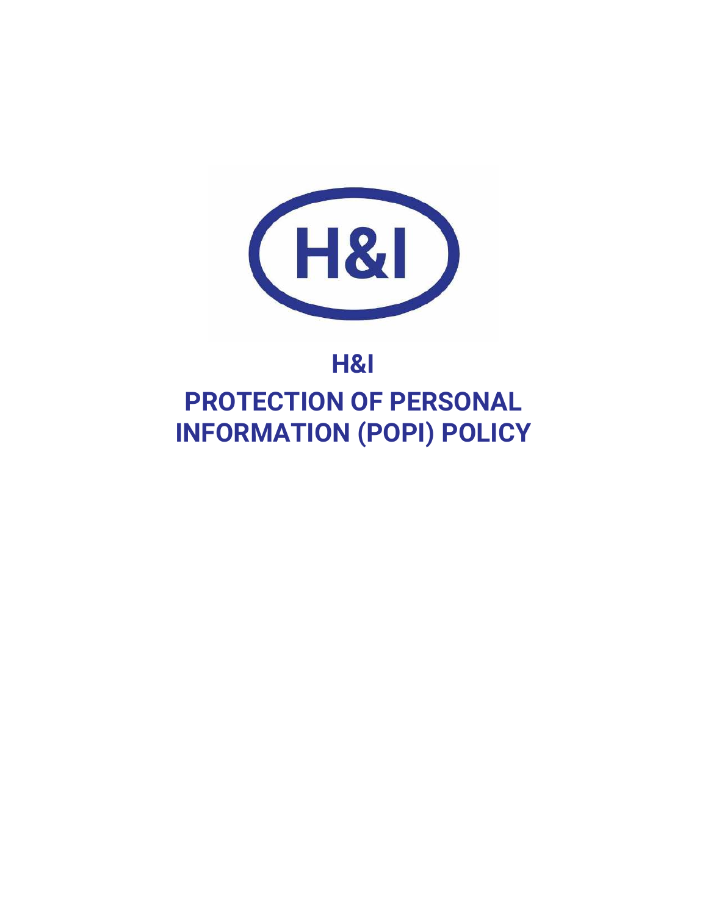# H&I

# PROTECTION OF PERSONAL INFORMATION (POPI) POLICY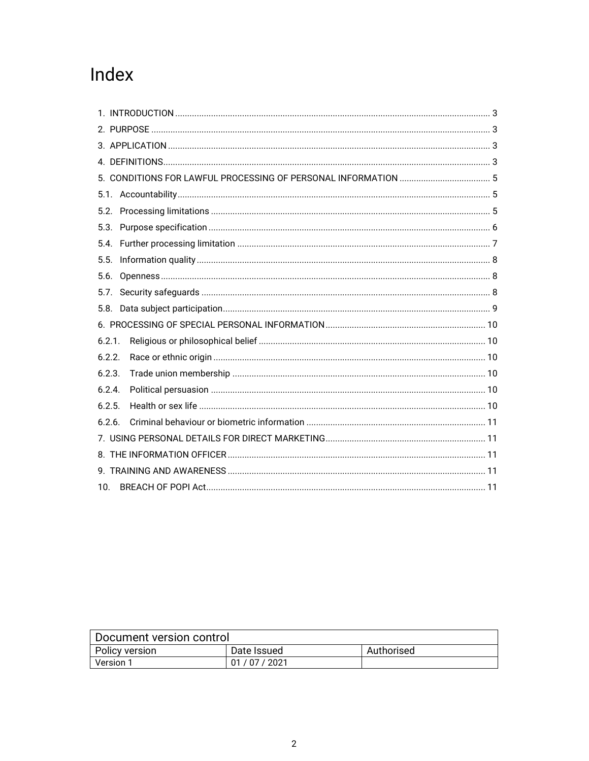# Index

1. INTRODUCTION ........ 3
2. PURPOSE ........ 3
3. APPLICATION ........ 3
4. DEFINITIONS ........ 3
5. CONDITIONS FOR LAWFUL PROCESSING OF PERSONAL INFORMATION ........ 5

5.1. Accountability ........ 5
5.2. Processing limitations ........ 5
5.3. Purpose specification ........ 6
5.4. Further processing limitation ........ 7
5.5. Information quality ........ 8
5.6. Openness ........ 8
5.7. Security safeguards ........ 8
5.8. Data subject participation ........ 9

6. PROCESSING OF SPECIAL PERSONAL INFORMATION ........ 10

6.2.1. Religious or philosophical belief ........ 10
6.2.2. Race or ethnic origin ........ 10
6.2.3. Trade union membership ........ 10
6.2.4. Political persuasion ........ 10
6.2.5. Health or sex life ........ 10
6.2.6. Criminal behaviour or biometric information ........ 11

7. USING PERSONAL DETAILS FOR DIRECT MARKETING ........ 11
8. THE INFORMATION OFFICER ........ 11
9. TRAINING AND AWARENESS ........ 11
10. BREACH OF POPI Act ........ 11

| Document version control | | |
|---|---|---|
| Policy version | Date Issued | Authorised |
| Version 1 | 01 / 07 / 2021 | |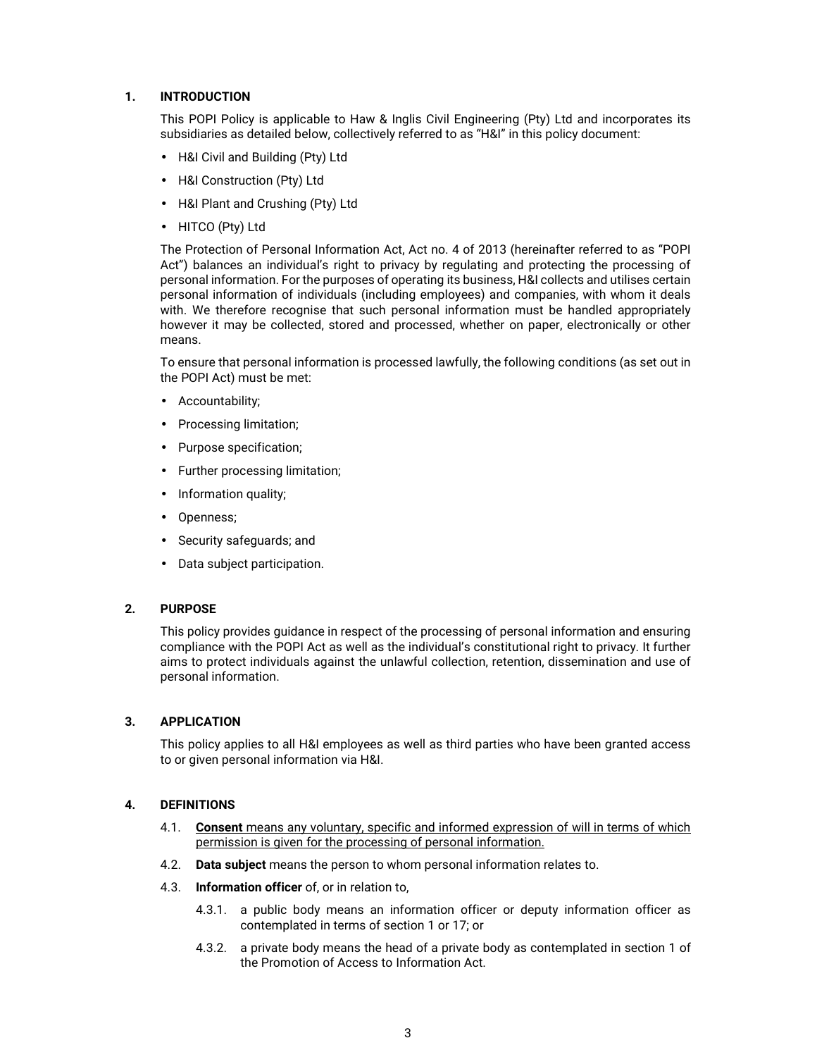## 1. INTRODUCTION

This POPI Policy is applicable to Haw & Inglis Civil Engineering (Pty) Ltd and incorporates its subsidiaries as detailed below, collectively referred to as "H&I" in this policy document:

- H&I Civil and Building (Pty) Ltd
- H&I Construction (Pty) Ltd
- H&I Plant and Crushing (Pty) Ltd
- HITCO (Pty) Ltd

The Protection of Personal Information Act, Act no. 4 of 2013 (hereinafter referred to as "POPI Act") balances an individual's right to privacy by regulating and protecting the processing of personal information. For the purposes of operating its business, H&I collects and utilises certain personal information of individuals (including employees) and companies, with whom it deals with. We therefore recognise that such personal information must be handled appropriately however it may be collected, stored and processed, whether on paper, electronically or other means.

To ensure that personal information is processed lawfully, the following conditions (as set out in the POPI Act) must be met:

- Accountability;
- Processing limitation;
- Purpose specification;
- Further processing limitation;
- Information quality;
- Openness;
- Security safeguards; and
- Data subject participation.

## 2. PURPOSE

This policy provides guidance in respect of the processing of personal information and ensuring compliance with the POPI Act as well as the individual's constitutional right to privacy. It further aims to protect individuals against the unlawful collection, retention, dissemination and use of personal information.

## 3. APPLICATION

This policy applies to all H&I employees as well as third parties who have been granted access to or given personal information via H&I.

## 4. DEFINITIONS

4.1. <u>**Consent** means any voluntary, specific and informed expression of will in terms of which permission is given for the processing of personal information.</u>

4.2. **Data subject** means the person to whom personal information relates to.

4.3. **Information officer** of, or in relation to,

4.3.1. a public body means an information officer or deputy information officer as contemplated in terms of section 1 or 17; or

4.3.2. a private body means the head of a private body as contemplated in section 1 of the Promotion of Access to Information Act.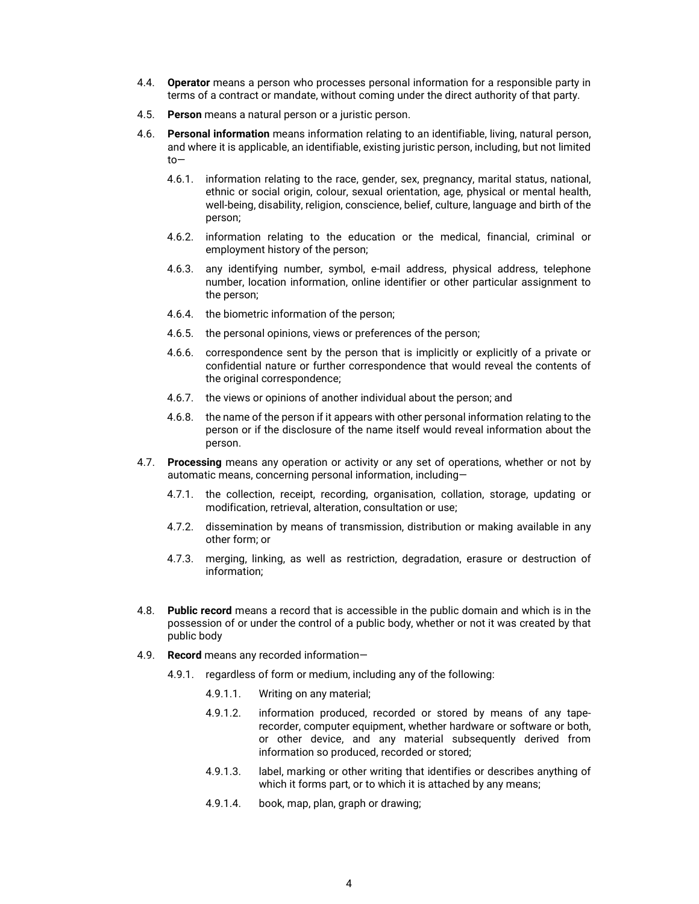4.4. **Operator** means a person who processes personal information for a responsible party in terms of a contract or mandate, without coming under the direct authority of that party.

4.5. **Person** means a natural person or a juristic person.

4.6. **Personal information** means information relating to an identifiable, living, natural person, and where it is applicable, an identifiable, existing juristic person, including, but not limited to—

   4.6.1. information relating to the race, gender, sex, pregnancy, marital status, national, ethnic or social origin, colour, sexual orientation, age, physical or mental health, well-being, disability, religion, conscience, belief, culture, language and birth of the person;

   4.6.2. information relating to the education or the medical, financial, criminal or employment history of the person;

   4.6.3. any identifying number, symbol, e-mail address, physical address, telephone number, location information, online identifier or other particular assignment to the person;

   4.6.4. the biometric information of the person;

   4.6.5. the personal opinions, views or preferences of the person;

   4.6.6. correspondence sent by the person that is implicitly or explicitly of a private or confidential nature or further correspondence that would reveal the contents of the original correspondence;

   4.6.7. the views or opinions of another individual about the person; and

   4.6.8. the name of the person if it appears with other personal information relating to the person or if the disclosure of the name itself would reveal information about the person.

4.7. **Processing** means any operation or activity or any set of operations, whether or not by automatic means, concerning personal information, including—

   4.7.1. the collection, receipt, recording, organisation, collation, storage, updating or modification, retrieval, alteration, consultation or use;

   4.7.2. dissemination by means of transmission, distribution or making available in any other form; or

   4.7.3. merging, linking, as well as restriction, degradation, erasure or destruction of information;

4.8. **Public record** means a record that is accessible in the public domain and which is in the possession of or under the control of a public body, whether or not it was created by that public body

4.9. **Record** means any recorded information—

   4.9.1. regardless of form or medium, including any of the following:

      4.9.1.1. Writing on any material;

      4.9.1.2. information produced, recorded or stored by means of any tape-recorder, computer equipment, whether hardware or software or both, or other device, and any material subsequently derived from information so produced, recorded or stored;

      4.9.1.3. label, marking or other writing that identifies or describes anything of which it forms part, or to which it is attached by any means;

      4.9.1.4. book, map, plan, graph or drawing;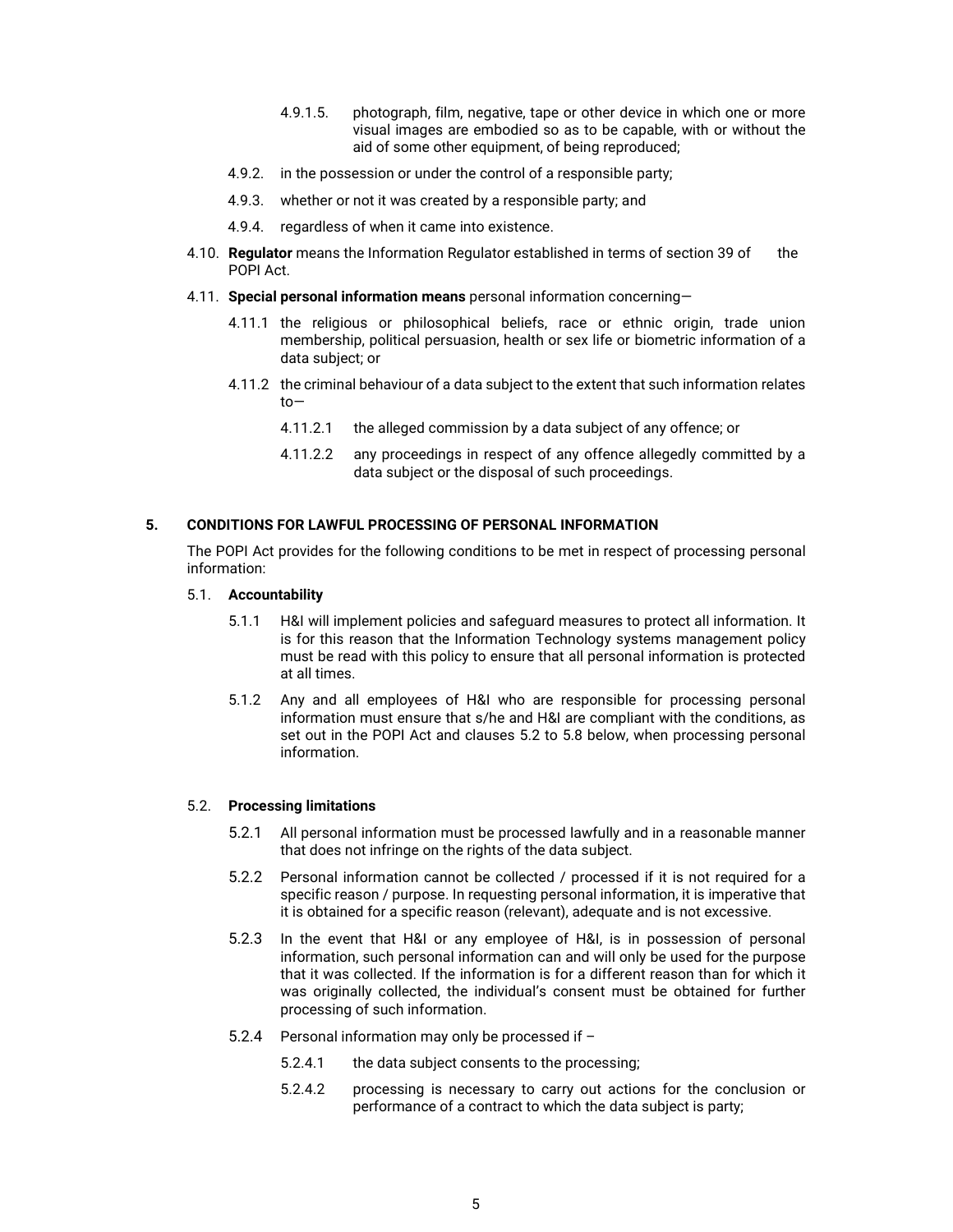4.9.1.5. photograph, film, negative, tape or other device in which one or more visual images are embodied so as to be capable, with or without the aid of some other equipment, of being reproduced;

4.9.2. in the possession or under the control of a responsible party;

4.9.3. whether or not it was created by a responsible party; and

4.9.4. regardless of when it came into existence.

4.10. **Regulator** means the Information Regulator established in terms of section 39 of the POPI Act.

4.11. **Special personal information means** personal information concerning—

4.11.1 the religious or philosophical beliefs, race or ethnic origin, trade union membership, political persuasion, health or sex life or biometric information of a data subject; or

4.11.2 the criminal behaviour of a data subject to the extent that such information relates to—

4.11.2.1 the alleged commission by a data subject of any offence; or

4.11.2.2 any proceedings in respect of any offence allegedly committed by a data subject or the disposal of such proceedings.

## 5. CONDITIONS FOR LAWFUL PROCESSING OF PERSONAL INFORMATION

The POPI Act provides for the following conditions to be met in respect of processing personal information:

### 5.1. Accountability

5.1.1 H&I will implement policies and safeguard measures to protect all information. It is for this reason that the Information Technology systems management policy must be read with this policy to ensure that all personal information is protected at all times.

5.1.2 Any and all employees of H&I who are responsible for processing personal information must ensure that s/he and H&I are compliant with the conditions, as set out in the POPI Act and clauses 5.2 to 5.8 below, when processing personal information.

### 5.2. Processing limitations

5.2.1 All personal information must be processed lawfully and in a reasonable manner that does not infringe on the rights of the data subject.

5.2.2 Personal information cannot be collected / processed if it is not required for a specific reason / purpose. In requesting personal information, it is imperative that it is obtained for a specific reason (relevant), adequate and is not excessive.

5.2.3 In the event that H&I or any employee of H&I, is in possession of personal information, such personal information can and will only be used for the purpose that it was collected. If the information is for a different reason than for which it was originally collected, the individual's consent must be obtained for further processing of such information.

5.2.4 Personal information may only be processed if –

5.2.4.1 the data subject consents to the processing;

5.2.4.2 processing is necessary to carry out actions for the conclusion or performance of a contract to which the data subject is party;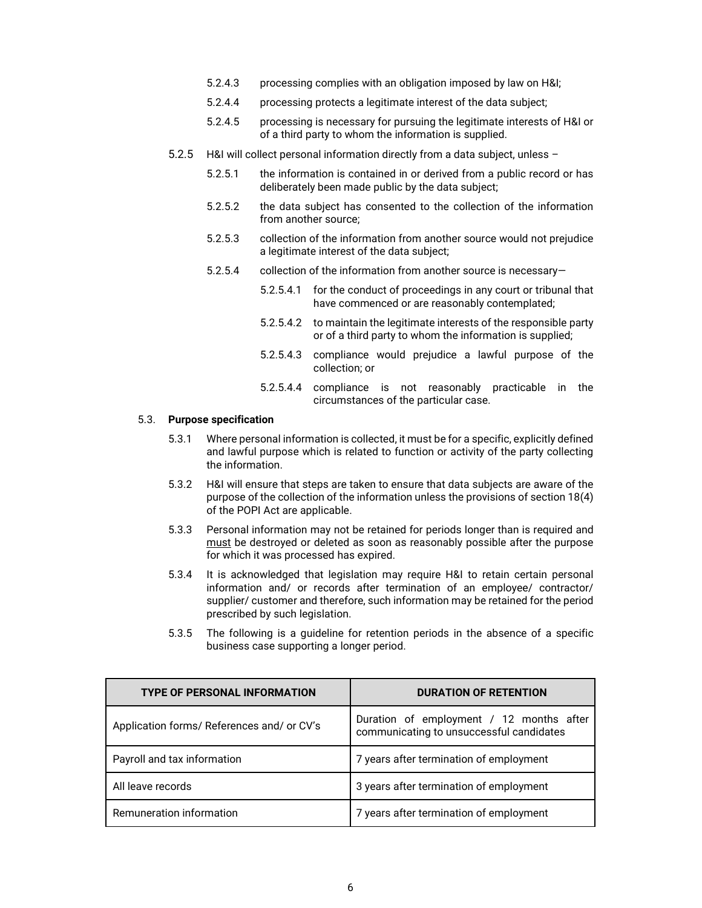5.2.4.3 processing complies with an obligation imposed by law on H&I;

5.2.4.4 processing protects a legitimate interest of the data subject;

5.2.4.5 processing is necessary for pursuing the legitimate interests of H&I or of a third party to whom the information is supplied.

5.2.5 H&I will collect personal information directly from a data subject, unless –

5.2.5.1 the information is contained in or derived from a public record or has deliberately been made public by the data subject;

5.2.5.2 the data subject has consented to the collection of the information from another source;

5.2.5.3 collection of the information from another source would not prejudice a legitimate interest of the data subject;

5.2.5.4 collection of the information from another source is necessary—

5.2.5.4.1 for the conduct of proceedings in any court or tribunal that have commenced or are reasonably contemplated;

5.2.5.4.2 to maintain the legitimate interests of the responsible party or of a third party to whom the information is supplied;

5.2.5.4.3 compliance would prejudice a lawful purpose of the collection; or

5.2.5.4.4 compliance is not reasonably practicable in the circumstances of the particular case.

5.3. **Purpose specification**

5.3.1 Where personal information is collected, it must be for a specific, explicitly defined and lawful purpose which is related to function or activity of the party collecting the information.

5.3.2 H&I will ensure that steps are taken to ensure that data subjects are aware of the purpose of the collection of the information unless the provisions of section 18(4) of the POPI Act are applicable.

5.3.3 Personal information may not be retained for periods longer than is required and must be destroyed or deleted as soon as reasonably possible after the purpose for which it was processed has expired.

5.3.4 It is acknowledged that legislation may require H&I to retain certain personal information and/ or records after termination of an employee/ contractor/ supplier/ customer and therefore, such information may be retained for the period prescribed by such legislation.

5.3.5 The following is a guideline for retention periods in the absence of a specific business case supporting a longer period.

| TYPE OF PERSONAL INFORMATION | DURATION OF RETENTION |
|---|---|
| Application forms/ References and/ or CV's | Duration of employment / 12 months after communicating to unsuccessful candidates |
| Payroll and tax information | 7 years after termination of employment |
| All leave records | 3 years after termination of employment |
| Remuneration information | 7 years after termination of employment |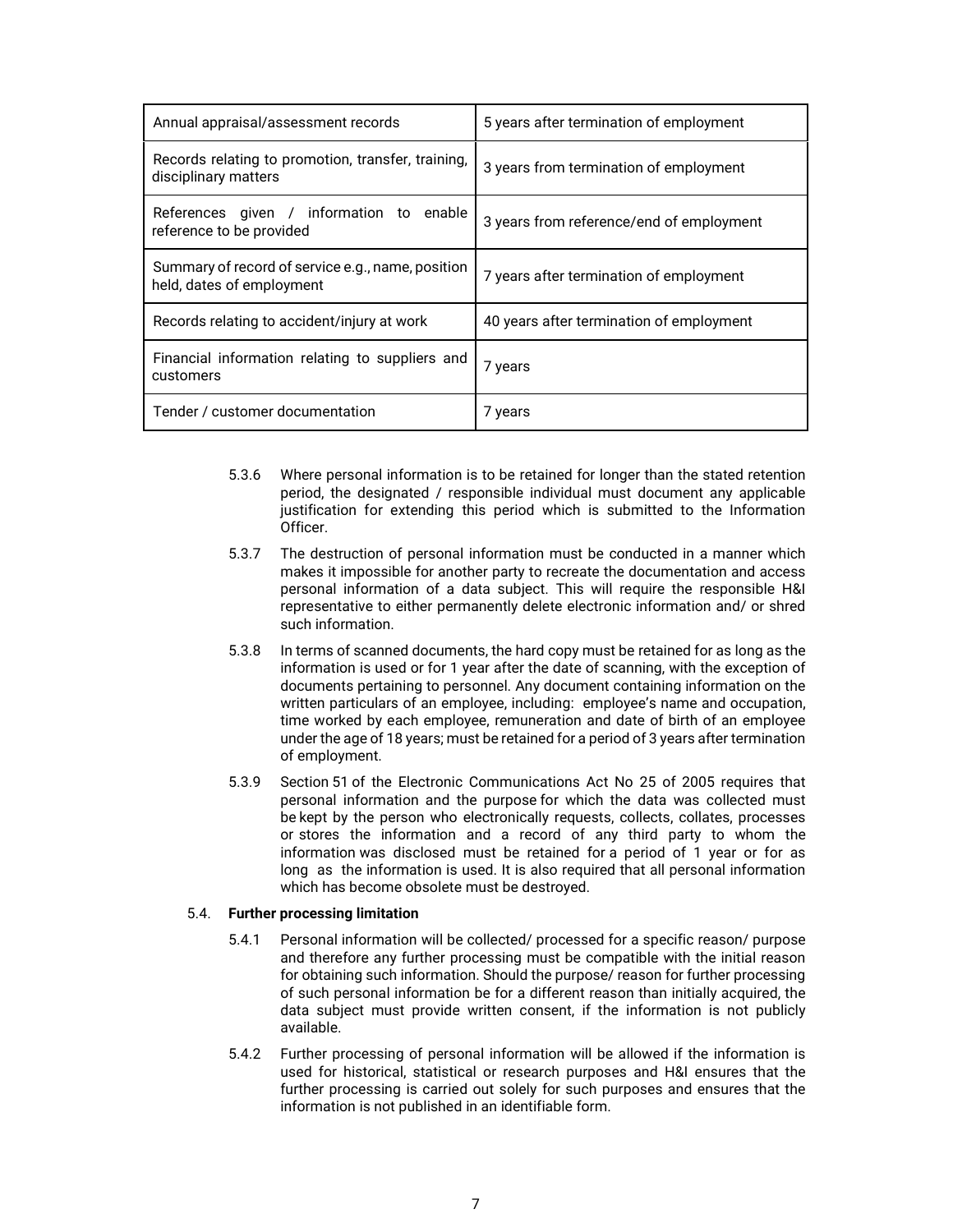| Annual appraisal/assessment records | 5 years after termination of employment |
|---|---|
| Records relating to promotion, transfer, training, disciplinary matters | 3 years from termination of employment |
| References given / information to enable reference to be provided | 3 years from reference/end of employment |
| Summary of record of service e.g., name, position held, dates of employment | 7 years after termination of employment |
| Records relating to accident/injury at work | 40 years after termination of employment |
| Financial information relating to suppliers and customers | 7 years |
| Tender / customer documentation | 7 years |

5.3.6 Where personal information is to be retained for longer than the stated retention period, the designated / responsible individual must document any applicable justification for extending this period which is submitted to the Information Officer.

5.3.7 The destruction of personal information must be conducted in a manner which makes it impossible for another party to recreate the documentation and access personal information of a data subject. This will require the responsible H&I representative to either permanently delete electronic information and/ or shred such information.

5.3.8 In terms of scanned documents, the hard copy must be retained for as long as the information is used or for 1 year after the date of scanning, with the exception of documents pertaining to personnel. Any document containing information on the written particulars of an employee, including: employee's name and occupation, time worked by each employee, remuneration and date of birth of an employee under the age of 18 years; must be retained for a period of 3 years after termination of employment.

5.3.9 Section 51 of the Electronic Communications Act No 25 of 2005 requires that personal information and the purpose for which the data was collected must be kept by the person who electronically requests, collects, collates, processes or stores the information and a record of any third party to whom the information was disclosed must be retained for a period of 1 year or for as long as the information is used. It is also required that all personal information which has become obsolete must be destroyed.

5.4. **Further processing limitation**

5.4.1 Personal information will be collected/ processed for a specific reason/ purpose and therefore any further processing must be compatible with the initial reason for obtaining such information. Should the purpose/ reason for further processing of such personal information be for a different reason than initially acquired, the data subject must provide written consent, if the information is not publicly available.

5.4.2 Further processing of personal information will be allowed if the information is used for historical, statistical or research purposes and H&I ensures that the further processing is carried out solely for such purposes and ensures that the information is not published in an identifiable form.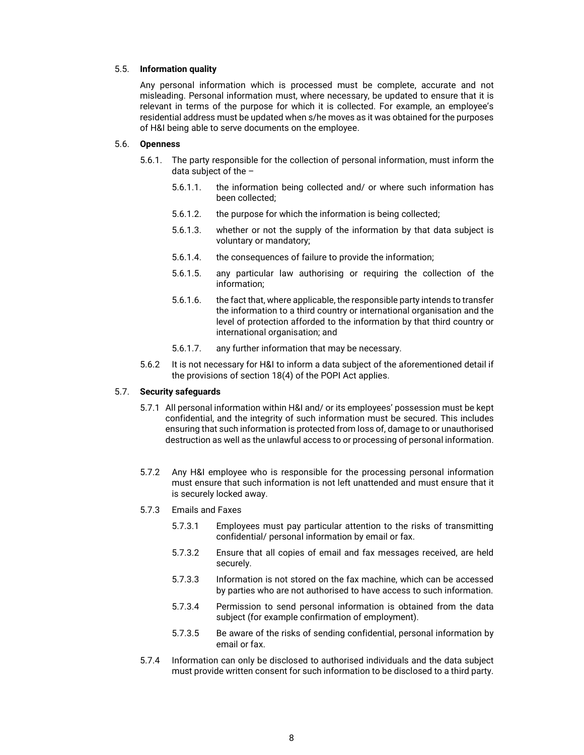5.5. **Information quality**

Any personal information which is processed must be complete, accurate and not misleading. Personal information must, where necessary, be updated to ensure that it is relevant in terms of the purpose for which it is collected. For example, an employee's residential address must be updated when s/he moves as it was obtained for the purposes of H&I being able to serve documents on the employee.

5.6. **Openness**

5.6.1. The party responsible for the collection of personal information, must inform the data subject of the –

5.6.1.1. the information being collected and/ or where such information has been collected;

5.6.1.2. the purpose for which the information is being collected;

5.6.1.3. whether or not the supply of the information by that data subject is voluntary or mandatory;

5.6.1.4. the consequences of failure to provide the information;

5.6.1.5. any particular law authorising or requiring the collection of the information;

5.6.1.6. the fact that, where applicable, the responsible party intends to transfer the information to a third country or international organisation and the level of protection afforded to the information by that third country or international organisation; and

5.6.1.7. any further information that may be necessary.

5.6.2 It is not necessary for H&I to inform a data subject of the aforementioned detail if the provisions of section 18(4) of the POPI Act applies.

5.7. **Security safeguards**

5.7.1 All personal information within H&I and/ or its employees' possession must be kept confidential, and the integrity of such information must be secured. This includes ensuring that such information is protected from loss of, damage to or unauthorised destruction as well as the unlawful access to or processing of personal information.

5.7.2 Any H&I employee who is responsible for the processing personal information must ensure that such information is not left unattended and must ensure that it is securely locked away.

5.7.3 Emails and Faxes

5.7.3.1 Employees must pay particular attention to the risks of transmitting confidential/ personal information by email or fax.

5.7.3.2 Ensure that all copies of email and fax messages received, are held securely.

5.7.3.3 Information is not stored on the fax machine, which can be accessed by parties who are not authorised to have access to such information.

5.7.3.4 Permission to send personal information is obtained from the data subject (for example confirmation of employment).

5.7.3.5 Be aware of the risks of sending confidential, personal information by email or fax.

5.7.4 Information can only be disclosed to authorised individuals and the data subject must provide written consent for such information to be disclosed to a third party.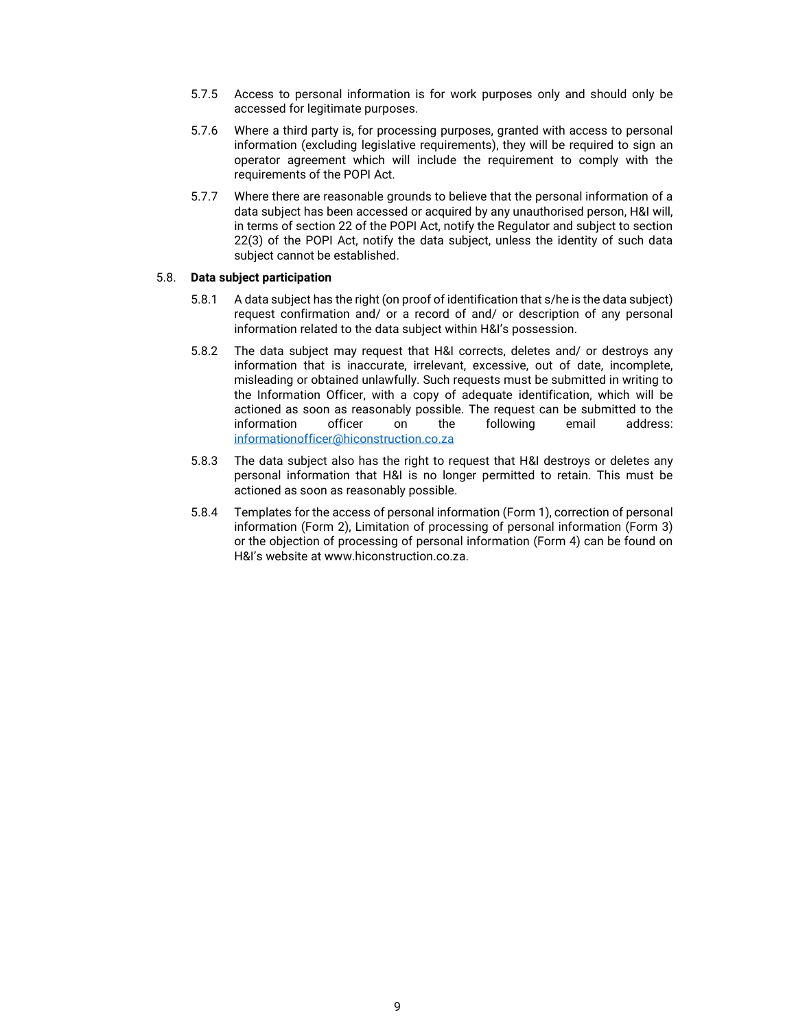5.7.5 Access to personal information is for work purposes only and should only be accessed for legitimate purposes.

5.7.6 Where a third party is, for processing purposes, granted with access to personal information (excluding legislative requirements), they will be required to sign an operator agreement which will include the requirement to comply with the requirements of the POPI Act.

5.7.7 Where there are reasonable grounds to believe that the personal information of a data subject has been accessed or acquired by any unauthorised person, H&I will, in terms of section 22 of the POPI Act, notify the Regulator and subject to section 22(3) of the POPI Act, notify the data subject, unless the identity of such data subject cannot be established.

5.8. **Data subject participation**

5.8.1 A data subject has the right (on proof of identification that s/he is the data subject) request confirmation and/ or a record of and/ or description of any personal information related to the data subject within H&I's possession.

5.8.2 The data subject may request that H&I corrects, deletes and/ or destroys any information that is inaccurate, irrelevant, excessive, out of date, incomplete, misleading or obtained unlawfully. Such requests must be submitted in writing to the Information Officer, with a copy of adequate identification, which will be actioned as soon as reasonably possible. The request can be submitted to the information officer on the following email address: informationofficer@hiconstruction.co.za

5.8.3 The data subject also has the right to request that H&I destroys or deletes any personal information that H&I is no longer permitted to retain. This must be actioned as soon as reasonably possible.

5.8.4 Templates for the access of personal information (Form 1), correction of personal information (Form 2), Limitation of processing of personal information (Form 3) or the objection of processing of personal information (Form 4) can be found on H&I's website at www.hiconstruction.co.za.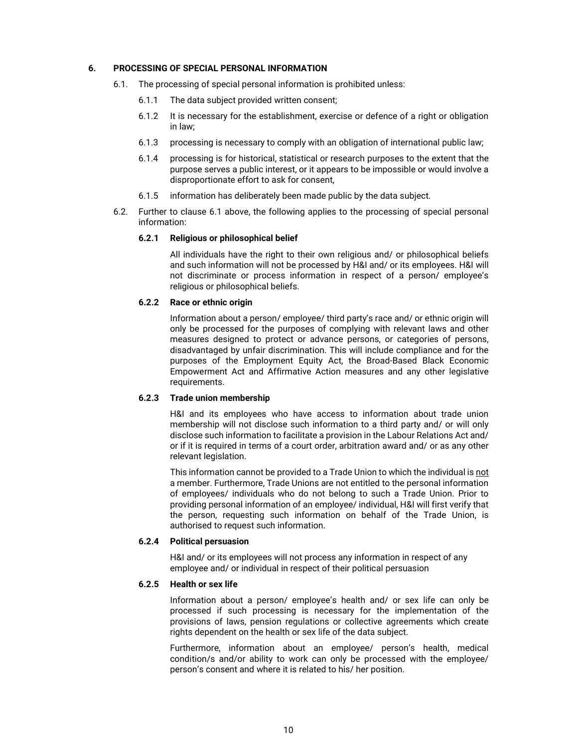## 6. PROCESSING OF SPECIAL PERSONAL INFORMATION

6.1. The processing of special personal information is prohibited unless:

6.1.1 The data subject provided written consent;

6.1.2 It is necessary for the establishment, exercise or defence of a right or obligation in law;

6.1.3 processing is necessary to comply with an obligation of international public law;

6.1.4 processing is for historical, statistical or research purposes to the extent that the purpose serves a public interest, or it appears to be impossible or would involve a disproportionate effort to ask for consent,

6.1.5 information has deliberately been made public by the data subject.

6.2. Further to clause 6.1 above, the following applies to the processing of special personal information:

**6.2.1 Religious or philosophical belief**

All individuals have the right to their own religious and/ or philosophical beliefs and such information will not be processed by H&I and/ or its employees. H&I will not discriminate or process information in respect of a person/ employee's religious or philosophical beliefs.

**6.2.2 Race or ethnic origin**

Information about a person/ employee/ third party's race and/ or ethnic origin will only be processed for the purposes of complying with relevant laws and other measures designed to protect or advance persons, or categories of persons, disadvantaged by unfair discrimination. This will include compliance and for the purposes of the Employment Equity Act, the Broad-Based Black Economic Empowerment Act and Affirmative Action measures and any other legislative requirements.

**6.2.3 Trade union membership**

H&I and its employees who have access to information about trade union membership will not disclose such information to a third party and/ or will only disclose such information to facilitate a provision in the Labour Relations Act and/ or if it is required in terms of a court order, arbitration award and/ or as any other relevant legislation.

This information cannot be provided to a Trade Union to which the individual is not a member. Furthermore, Trade Unions are not entitled to the personal information of employees/ individuals who do not belong to such a Trade Union. Prior to providing personal information of an employee/ individual, H&I will first verify that the person, requesting such information on behalf of the Trade Union, is authorised to request such information.

**6.2.4 Political persuasion**

H&I and/ or its employees will not process any information in respect of any employee and/ or individual in respect of their political persuasion

**6.2.5 Health or sex life**

Information about a person/ employee's health and/ or sex life can only be processed if such processing is necessary for the implementation of the provisions of laws, pension regulations or collective agreements which create rights dependent on the health or sex life of the data subject.

Furthermore, information about an employee/ person's health, medical condition/s and/or ability to work can only be processed with the employee/ person's consent and where it is related to his/ her position.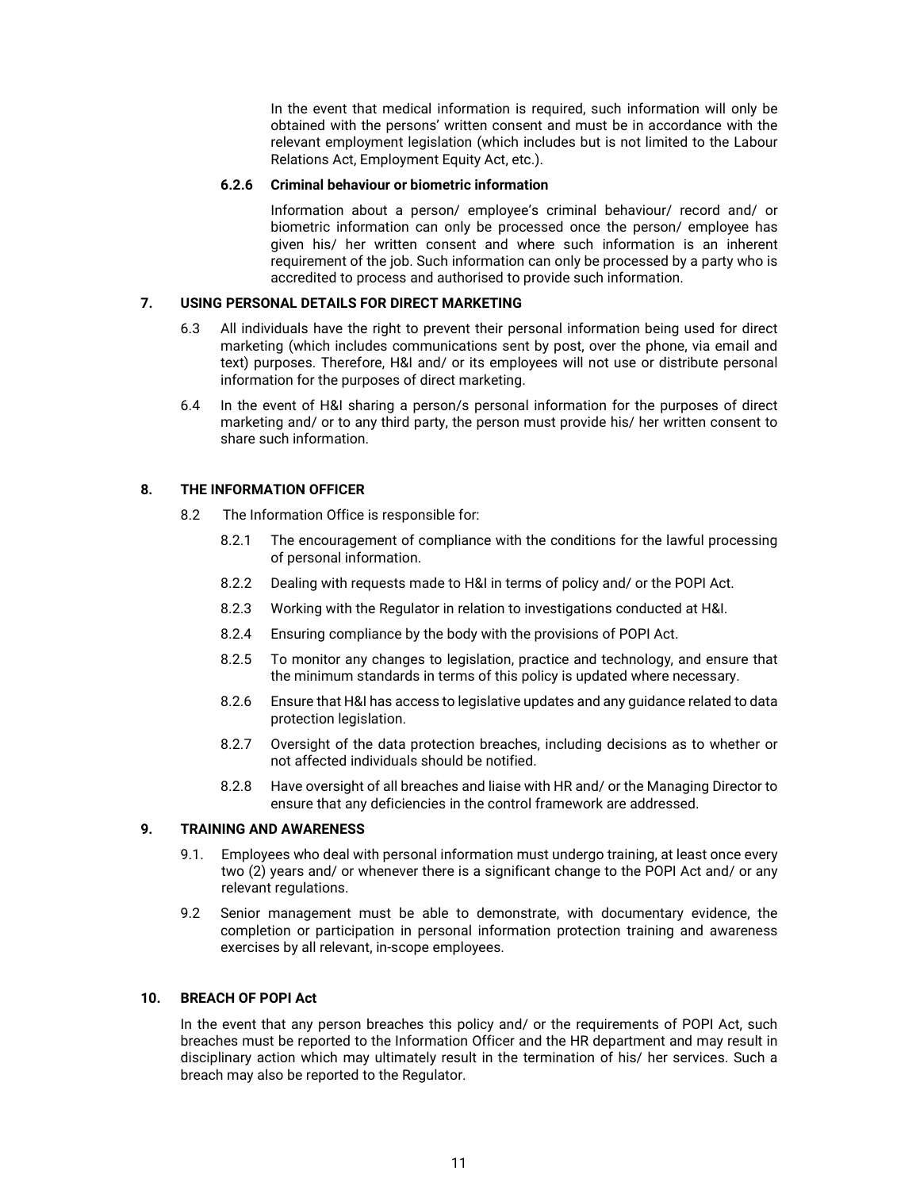In the event that medical information is required, such information will only be obtained with the persons' written consent and must be in accordance with the relevant employment legislation (which includes but is not limited to the Labour Relations Act, Employment Equity Act, etc.).

#### 6.2.6 Criminal behaviour or biometric information

Information about a person/ employee's criminal behaviour/ record and/ or biometric information can only be processed once the person/ employee has given his/ her written consent and where such information is an inherent requirement of the job. Such information can only be processed by a party who is accredited to process and authorised to provide such information.

## 7. USING PERSONAL DETAILS FOR DIRECT MARKETING

6.3 All individuals have the right to prevent their personal information being used for direct marketing (which includes communications sent by post, over the phone, via email and text) purposes. Therefore, H&I and/ or its employees will not use or distribute personal information for the purposes of direct marketing.

6.4 In the event of H&I sharing a person/s personal information for the purposes of direct marketing and/ or to any third party, the person must provide his/ her written consent to share such information.

## 8. THE INFORMATION OFFICER

8.2 The Information Office is responsible for:

- 8.2.1 The encouragement of compliance with the conditions for the lawful processing of personal information.
- 8.2.2 Dealing with requests made to H&I in terms of policy and/ or the POPI Act.
- 8.2.3 Working with the Regulator in relation to investigations conducted at H&I.
- 8.2.4 Ensuring compliance by the body with the provisions of POPI Act.
- 8.2.5 To monitor any changes to legislation, practice and technology, and ensure that the minimum standards in terms of this policy is updated where necessary.
- 8.2.6 Ensure that H&I has access to legislative updates and any guidance related to data protection legislation.
- 8.2.7 Oversight of the data protection breaches, including decisions as to whether or not affected individuals should be notified.
- 8.2.8 Have oversight of all breaches and liaise with HR and/ or the Managing Director to ensure that any deficiencies in the control framework are addressed.

## 9. TRAINING AND AWARENESS

9.1. Employees who deal with personal information must undergo training, at least once every two (2) years and/ or whenever there is a significant change to the POPI Act and/ or any relevant regulations.

9.2 Senior management must be able to demonstrate, with documentary evidence, the completion or participation in personal information protection training and awareness exercises by all relevant, in-scope employees.

## 10. BREACH OF POPI Act

In the event that any person breaches this policy and/ or the requirements of POPI Act, such breaches must be reported to the Information Officer and the HR department and may result in disciplinary action which may ultimately result in the termination of his/ her services. Such a breach may also be reported to the Regulator.